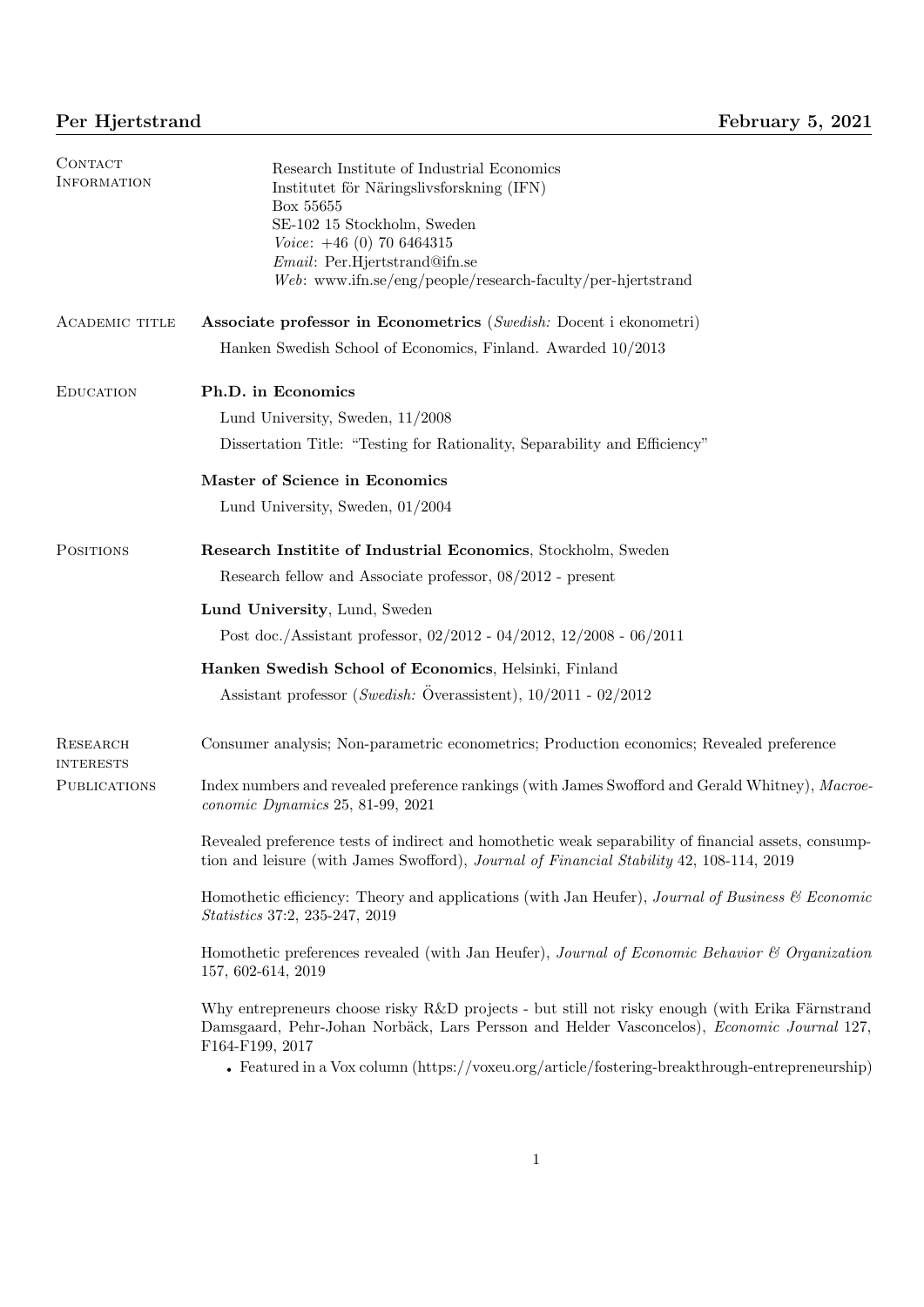# Per Hjertstrand

**February 5, 2021**

## Contact Information

Research Institute of Industrial Economics
Institutet för Näringslivsforskning (IFN)
Box 55655
SE-102 15 Stockholm, Sweden
*Voice*: +46 (0) 70 6464315
*Email*: Per.Hjertstrand@ifn.se
*Web*: www.ifn.se/eng/people/research-faculty/per-hjertstrand

## Academic title

**Associate professor in Econometrics** (*Swedish:* Docent i ekonometri)

Hanken Swedish School of Economics, Finland. Awarded 10/2013

## Education

**Ph.D. in Economics**

Lund University, Sweden, 11/2008

Dissertation Title: "Testing for Rationality, Separability and Efficiency"

**Master of Science in Economics**

Lund University, Sweden, 01/2004

## Positions

**Research Institite of Industrial Economics**, Stockholm, Sweden

Research fellow and Associate professor, 08/2012 - present

**Lund University**, Lund, Sweden

Post doc./Assistant professor, 02/2012 - 04/2012, 12/2008 - 06/2011

**Hanken Swedish School of Economics**, Helsinki, Finland

Assistant professor (*Swedish:* Överassistent), 10/2011 - 02/2012

## Research interests

Consumer analysis; Non-parametric econometrics; Production economics; Revealed preference

## Publications

Index numbers and revealed preference rankings (with James Swofford and Gerald Whitney), *Macroeconomic Dynamics* 25, 81-99, 2021

Revealed preference tests of indirect and homothetic weak separability of financial assets, consumption and leisure (with James Swofford), *Journal of Financial Stability* 42, 108-114, 2019

Homothetic efficiency: Theory and applications (with Jan Heufer), *Journal of Business & Economic Statistics* 37:2, 235-247, 2019

Homothetic preferences revealed (with Jan Heufer), *Journal of Economic Behavior & Organization* 157, 602-614, 2019

Why entrepreneurs choose risky R&D projects - but still not risky enough (with Erika Färnstrand Damsgaard, Pehr-Johan Norbäck, Lars Persson and Helder Vasconcelos), *Economic Journal* 127, F164-F199, 2017

- Featured in a Vox column (https://voxeu.org/article/fostering-breakthrough-entrepreneurship)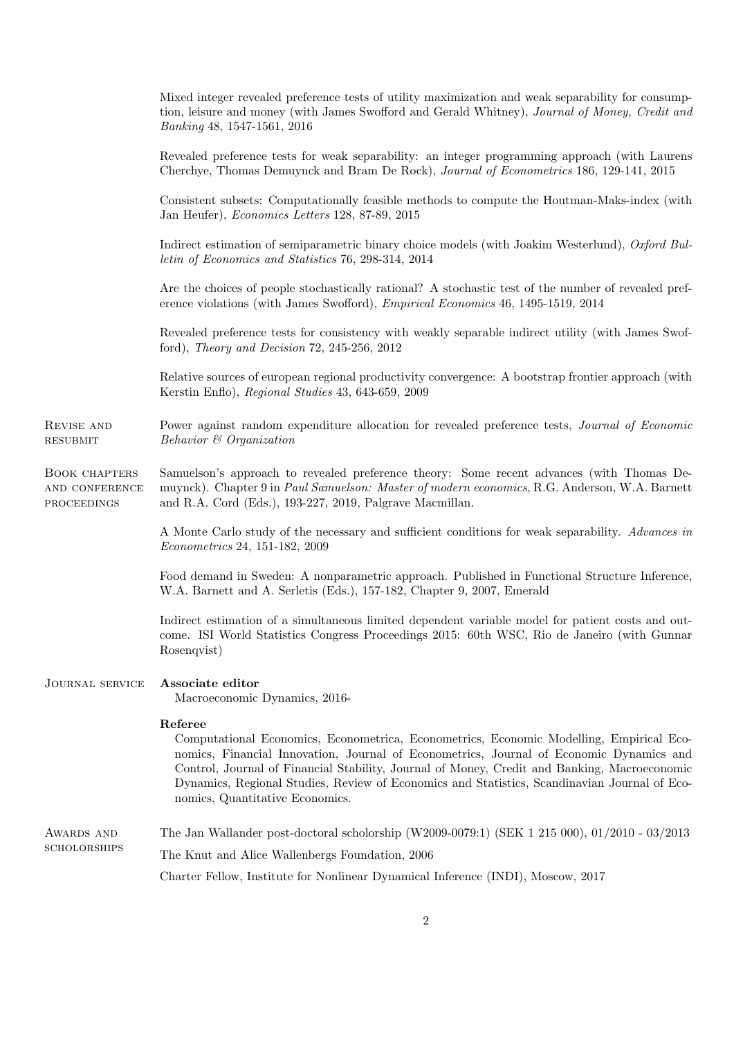Mixed integer revealed preference tests of utility maximization and weak separability for consumption, leisure and money (with James Swofford and Gerald Whitney), *Journal of Money, Credit and Banking* 48, 1547-1561, 2016

Revealed preference tests for weak separability: an integer programming approach (with Laurens Cherchye, Thomas Demuynck and Bram De Rock), *Journal of Econometrics* 186, 129-141, 2015

Consistent subsets: Computationally feasible methods to compute the Houtman-Maks-index (with Jan Heufer), *Economics Letters* 128, 87-89, 2015

Indirect estimation of semiparametric binary choice models (with Joakim Westerlund), *Oxford Bulletin of Economics and Statistics* 76, 298-314, 2014

Are the choices of people stochastically rational? A stochastic test of the number of revealed preference violations (with James Swofford), *Empirical Economics* 46, 1495-1519, 2014

Revealed preference tests for consistency with weakly separable indirect utility (with James Swofford), *Theory and Decision* 72, 245-256, 2012

Relative sources of european regional productivity convergence: A bootstrap frontier approach (with Kerstin Enflo), *Regional Studies* 43, 643-659, 2009

## Revise and resubmit

Power against random expenditure allocation for revealed preference tests, *Journal of Economic Behavior & Organization*

## Book chapters and conference proceedings

Samuelson's approach to revealed preference theory: Some recent advances (with Thomas Demuynck). Chapter 9 in *Paul Samuelson: Master of modern economics*, R.G. Anderson, W.A. Barnett and R.A. Cord (Eds.), 193-227, 2019, Palgrave Macmillan.

A Monte Carlo study of the necessary and sufficient conditions for weak separability. *Advances in Econometrics* 24, 151-182, 2009

Food demand in Sweden: A nonparametric approach. Published in Functional Structure Inference, W.A. Barnett and A. Serletis (Eds.), 157-182, Chapter 9, 2007, Emerald

Indirect estimation of a simultaneous limited dependent variable model for patient costs and outcome. ISI World Statistics Congress Proceedings 2015: 60th WSC, Rio de Janeiro (with Gunnar Rosenqvist)

## Journal service

**Associate editor**

Macroeconomic Dynamics, 2016-

**Referee**

Computational Economics, Econometrica, Econometrics, Economic Modelling, Empirical Economics, Financial Innovation, Journal of Econometrics, Journal of Economic Dynamics and Control, Journal of Financial Stability, Journal of Money, Credit and Banking, Macroeconomic Dynamics, Regional Studies, Review of Economics and Statistics, Scandinavian Journal of Economics, Quantitative Economics.

## Awards and scholorships

The Jan Wallander post-doctoral scholorship (W2009-0079:1) (SEK 1 215 000), 01/2010 - 03/2013

The Knut and Alice Wallenbergs Foundation, 2006

Charter Fellow, Institute for Nonlinear Dynamical Inference (INDI), Moscow, 2017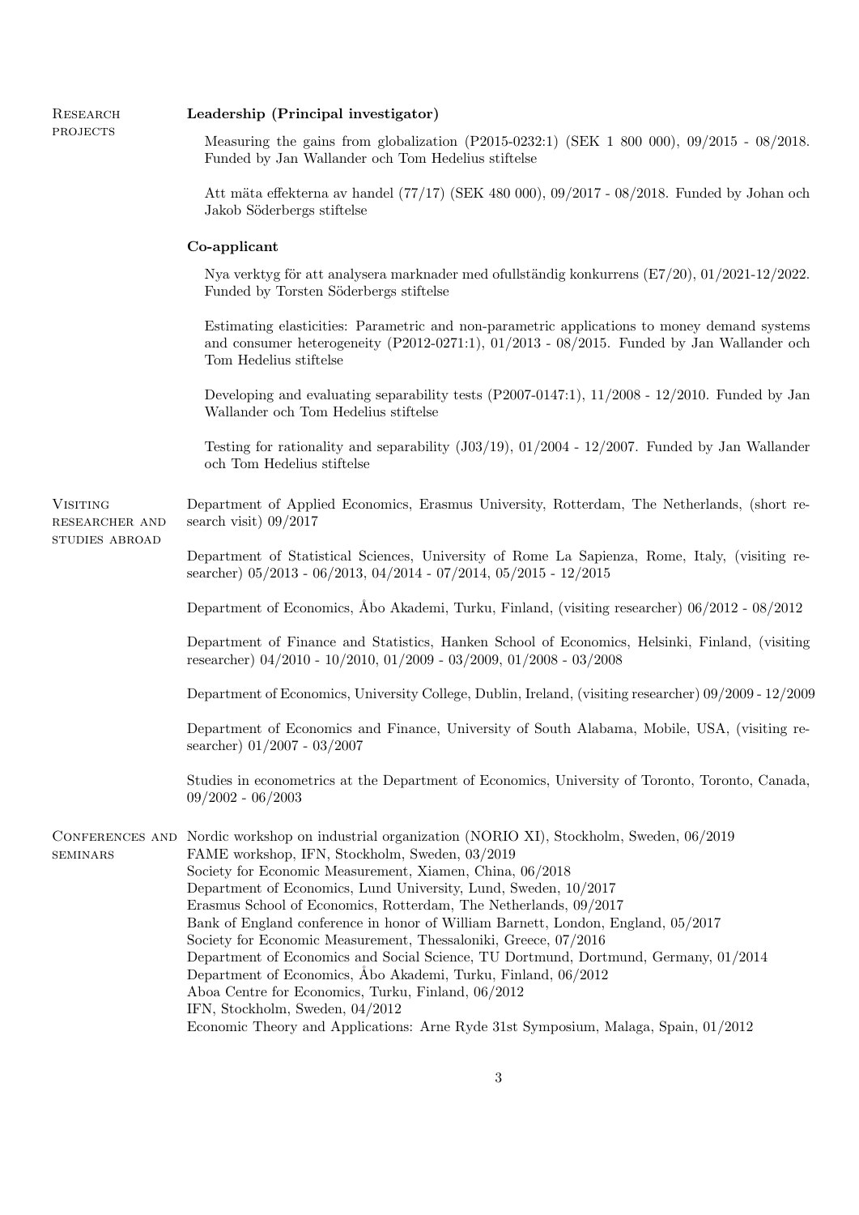## Research projects

### Leadership (Principal investigator)

Measuring the gains from globalization (P2015-0232:1) (SEK 1 800 000), 09/2015 - 08/2018. Funded by Jan Wallander och Tom Hedelius stiftelse

Att mäta effekterna av handel (77/17) (SEK 480 000), 09/2017 - 08/2018. Funded by Johan och Jakob Söderbergs stiftelse

### Co-applicant

Nya verktyg för att analysera marknader med ofullständig konkurrens (E7/20), 01/2021-12/2022. Funded by Torsten Söderbergs stiftelse

Estimating elasticities: Parametric and non-parametric applications to money demand systems and consumer heterogeneity (P2012-0271:1), 01/2013 - 08/2015. Funded by Jan Wallander och Tom Hedelius stiftelse

Developing and evaluating separability tests (P2007-0147:1), 11/2008 - 12/2010. Funded by Jan Wallander och Tom Hedelius stiftelse

Testing for rationality and separability (J03/19), 01/2004 - 12/2007. Funded by Jan Wallander och Tom Hedelius stiftelse

## Visiting researcher and studies abroad

Department of Applied Economics, Erasmus University, Rotterdam, The Netherlands, (short research visit) 09/2017

Department of Statistical Sciences, University of Rome La Sapienza, Rome, Italy, (visiting researcher) 05/2013 - 06/2013, 04/2014 - 07/2014, 05/2015 - 12/2015

Department of Economics, Åbo Akademi, Turku, Finland, (visiting researcher) 06/2012 - 08/2012

Department of Finance and Statistics, Hanken School of Economics, Helsinki, Finland, (visiting researcher) 04/2010 - 10/2010, 01/2009 - 03/2009, 01/2008 - 03/2008

Department of Economics, University College, Dublin, Ireland, (visiting researcher) 09/2009 - 12/2009

Department of Economics and Finance, University of South Alabama, Mobile, USA, (visiting researcher) 01/2007 - 03/2007

Studies in econometrics at the Department of Economics, University of Toronto, Toronto, Canada, 09/2002 - 06/2003

## Conferences and seminars

Nordic workshop on industrial organization (NORIO XI), Stockholm, Sweden, 06/2019
FAME workshop, IFN, Stockholm, Sweden, 03/2019
Society for Economic Measurement, Xiamen, China, 06/2018
Department of Economics, Lund University, Lund, Sweden, 10/2017
Erasmus School of Economics, Rotterdam, The Netherlands, 09/2017
Bank of England conference in honor of William Barnett, London, England, 05/2017
Society for Economic Measurement, Thessaloniki, Greece, 07/2016
Department of Economics and Social Science, TU Dortmund, Dortmund, Germany, 01/2014
Department of Economics, Åbo Akademi, Turku, Finland, 06/2012
Aboa Centre for Economics, Turku, Finland, 06/2012
IFN, Stockholm, Sweden, 04/2012
Economic Theory and Applications: Arne Ryde 31st Symposium, Malaga, Spain, 01/2012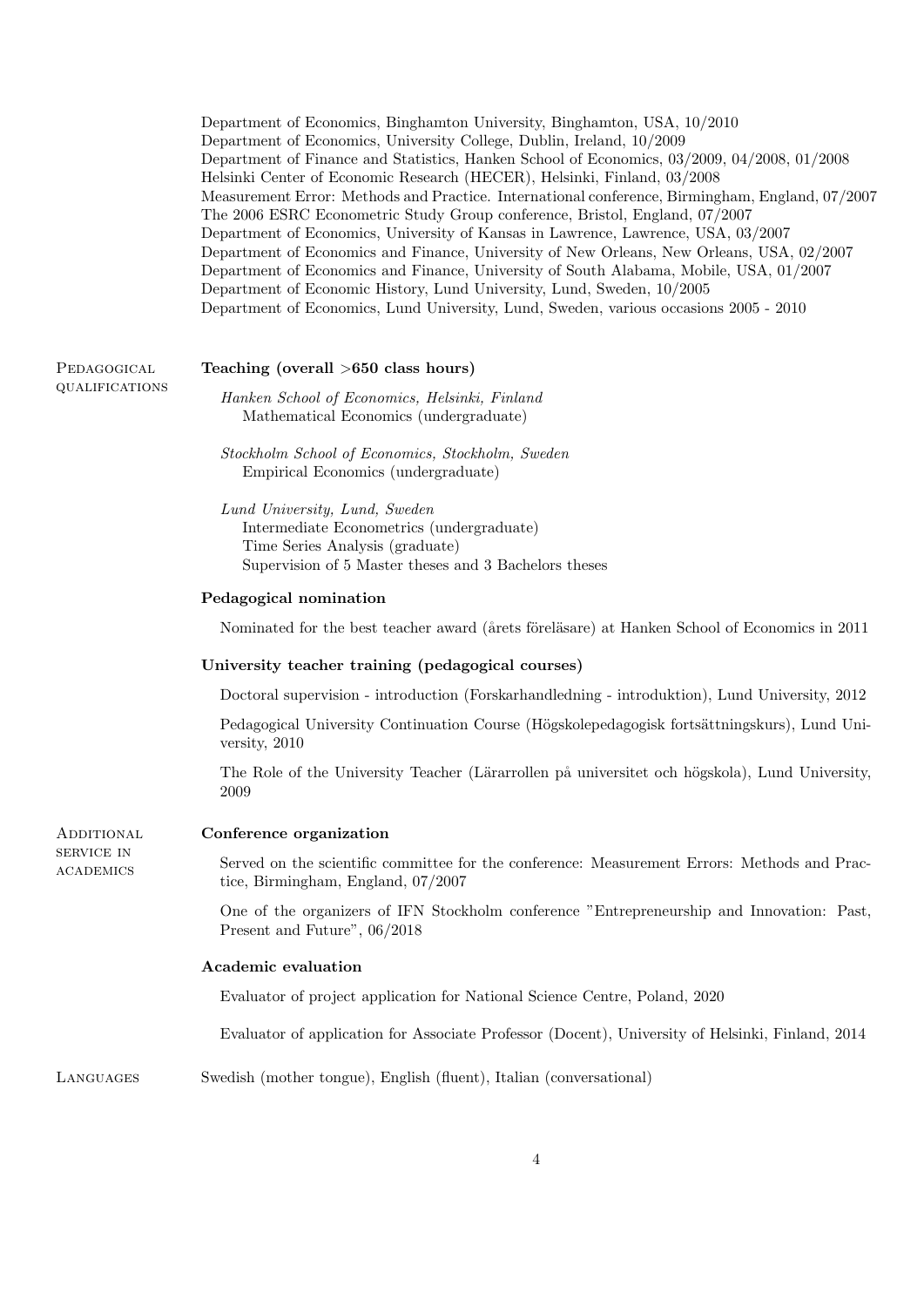Department of Economics, Binghamton University, Binghamton, USA, 10/2010
Department of Economics, University College, Dublin, Ireland, 10/2009
Department of Finance and Statistics, Hanken School of Economics, 03/2009, 04/2008, 01/2008
Helsinki Center of Economic Research (HECER), Helsinki, Finland, 03/2008
Measurement Error: Methods and Practice. International conference, Birmingham, England, 07/2007
The 2006 ESRC Econometric Study Group conference, Bristol, England, 07/2007
Department of Economics, University of Kansas in Lawrence, Lawrence, USA, 03/2007
Department of Economics and Finance, University of New Orleans, New Orleans, USA, 02/2007
Department of Economics and Finance, University of South Alabama, Mobile, USA, 01/2007
Department of Economic History, Lund University, Lund, Sweden, 10/2005
Department of Economics, Lund University, Lund, Sweden, various occasions 2005 - 2010

## Pedagogical qualifications

### Teaching (overall >650 class hours)

*Hanken School of Economics, Helsinki, Finland*
Mathematical Economics (undergraduate)

*Stockholm School of Economics, Stockholm, Sweden*
Empirical Economics (undergraduate)

*Lund University, Lund, Sweden*
Intermediate Econometrics (undergraduate)
Time Series Analysis (graduate)
Supervision of 5 Master theses and 3 Bachelors theses

### Pedagogical nomination

Nominated for the best teacher award (årets föreläsare) at Hanken School of Economics in 2011

### University teacher training (pedagogical courses)

Doctoral supervision - introduction (Forskarhandledning - introduktion), Lund University, 2012

Pedagogical University Continuation Course (Högskolepedagogisk fortsättningskurs), Lund University, 2010

The Role of the University Teacher (Lärarrollen på universitet och högskola), Lund University, 2009

## Additional service in academics

### Conference organization

Served on the scientific committee for the conference: Measurement Errors: Methods and Practice, Birmingham, England, 07/2007

One of the organizers of IFN Stockholm conference "Entrepreneurship and Innovation: Past, Present and Future", 06/2018

### Academic evaluation

Evaluator of project application for National Science Centre, Poland, 2020

Evaluator of application for Associate Professor (Docent), University of Helsinki, Finland, 2014

## Languages

Swedish (mother tongue), English (fluent), Italian (conversational)